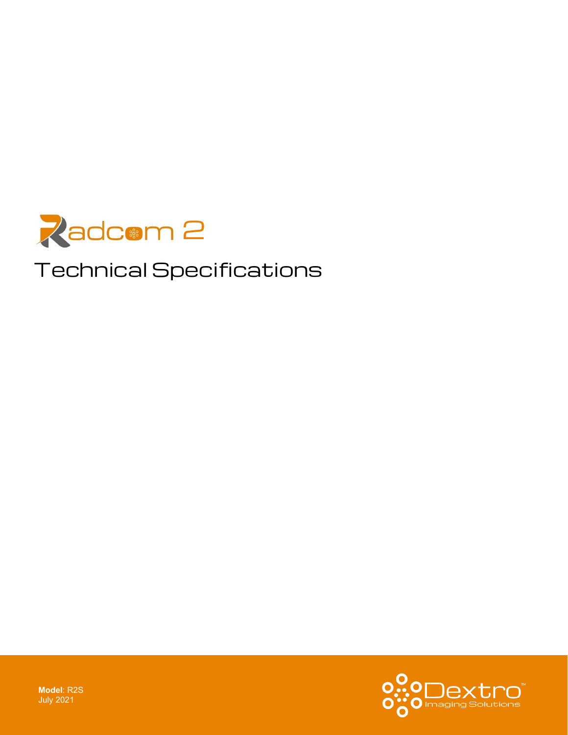# Radcom 2

# Technical Specifications

**Model**: R2S
July 2021

Dextro™
Imaging Solutions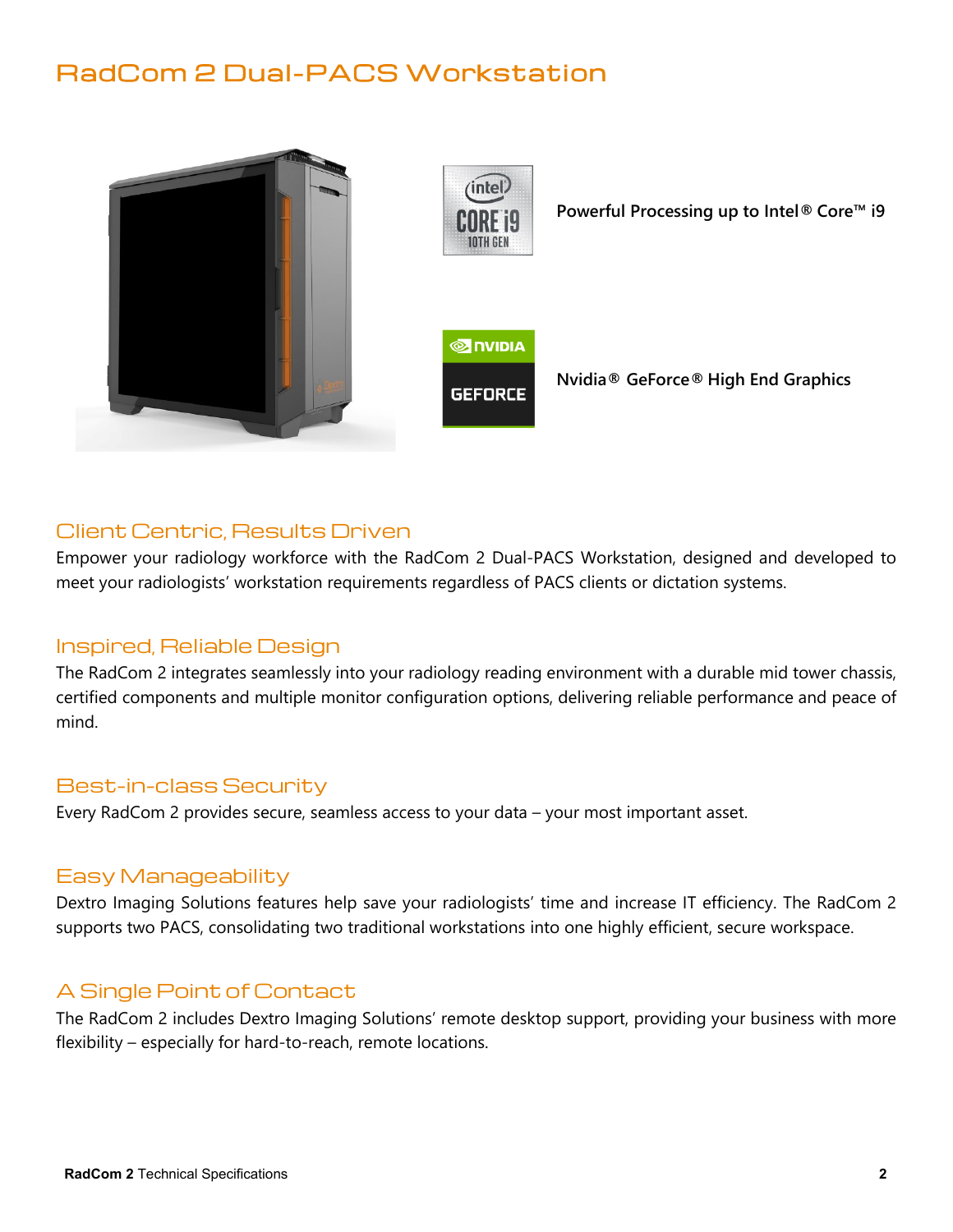# RadCom 2 Dual-PACS Workstation

**Powerful Processing up to Intel® Core™ i9**

**Nvidia® GeForce® High End Graphics**

## Client Centric, Results Driven

Empower your radiology workforce with the RadCom 2 Dual-PACS Workstation, designed and developed to meet your radiologists' workstation requirements regardless of PACS clients or dictation systems.

## Inspired, Reliable Design

The RadCom 2 integrates seamlessly into your radiology reading environment with a durable mid tower chassis, certified components and multiple monitor configuration options, delivering reliable performance and peace of mind.

## Best-in-class Security

Every RadCom 2 provides secure, seamless access to your data – your most important asset.

## Easy Manageability

Dextro Imaging Solutions features help save your radiologists' time and increase IT efficiency. The RadCom 2 supports two PACS, consolidating two traditional workstations into one highly efficient, secure workspace.

## A Single Point of Contact

The RadCom 2 includes Dextro Imaging Solutions' remote desktop support, providing your business with more flexibility – especially for hard-to-reach, remote locations.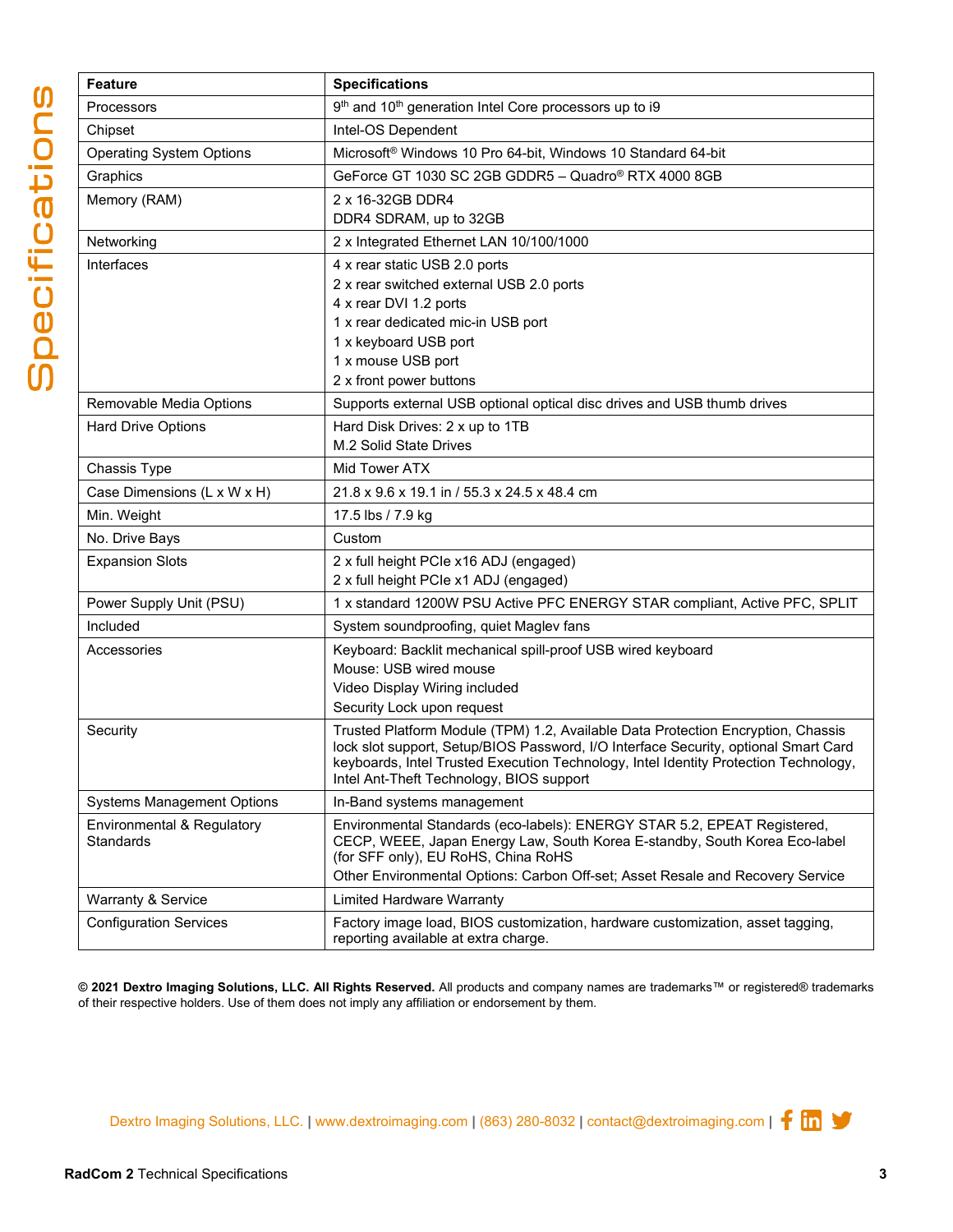# Specifications

| Feature | Specifications |
|---|---|
| Processors | 9th and 10th generation Intel Core processors up to i9 |
| Chipset | Intel-OS Dependent |
| Operating System Options | Microsoft® Windows 10 Pro 64-bit, Windows 10 Standard 64-bit |
| Graphics | GeForce GT 1030 SC 2GB GDDR5 – Quadro® RTX 4000 8GB |
| Memory (RAM) | 2 x 16-32GB DDR4<br>DDR4 SDRAM, up to 32GB |
| Networking | 2 x Integrated Ethernet LAN 10/100/1000 |
| Interfaces | 4 x rear static USB 2.0 ports<br>2 x rear switched external USB 2.0 ports<br>4 x rear DVI 1.2 ports<br>1 x rear dedicated mic-in USB port<br>1 x keyboard USB port<br>1 x mouse USB port<br>2 x front power buttons |
| Removable Media Options | Supports external USB optional optical disc drives and USB thumb drives |
| Hard Drive Options | Hard Disk Drives: 2 x up to 1TB<br>M.2 Solid State Drives |
| Chassis Type | Mid Tower ATX |
| Case Dimensions (L x W x H) | 21.8 x 9.6 x 19.1 in / 55.3 x 24.5 x 48.4 cm |
| Min. Weight | 17.5 lbs / 7.9 kg |
| No. Drive Bays | Custom |
| Expansion Slots | 2 x full height PCIe x16 ADJ (engaged)<br>2 x full height PCIe x1 ADJ (engaged) |
| Power Supply Unit (PSU) | 1 x standard 1200W PSU Active PFC ENERGY STAR compliant, Active PFC, SPLIT |
| Included | System soundproofing, quiet Maglev fans |
| Accessories | Keyboard: Backlit mechanical spill-proof USB wired keyboard<br>Mouse: USB wired mouse<br>Video Display Wiring included<br>Security Lock upon request |
| Security | Trusted Platform Module (TPM) 1.2, Available Data Protection Encryption, Chassis lock slot support, Setup/BIOS Password, I/O Interface Security, optional Smart Card keyboards, Intel Trusted Execution Technology, Intel Identity Protection Technology, Intel Ant-Theft Technology, BIOS support |
| Systems Management Options | In-Band systems management |
| Environmental & Regulatory Standards | Environmental Standards (eco-labels): ENERGY STAR 5.2, EPEAT Registered, CECP, WEEE, Japan Energy Law, South Korea E-standby, South Korea Eco-label (for SFF only), EU RoHS, China RoHS<br>Other Environmental Options: Carbon Off-set; Asset Resale and Recovery Service |
| Warranty & Service | Limited Hardware Warranty |
| Configuration Services | Factory image load, BIOS customization, hardware customization, asset tagging, reporting available at extra charge. |

**© 2021 Dextro Imaging Solutions, LLC. All Rights Reserved.** All products and company names are trademarks™ or registered® trademarks of their respective holders. Use of them does not imply any affiliation or endorsement by them.

Dextro Imaging Solutions, LLC. | www.dextroimaging.com | (863) 280-8032 | contact@dextroimaging.com |